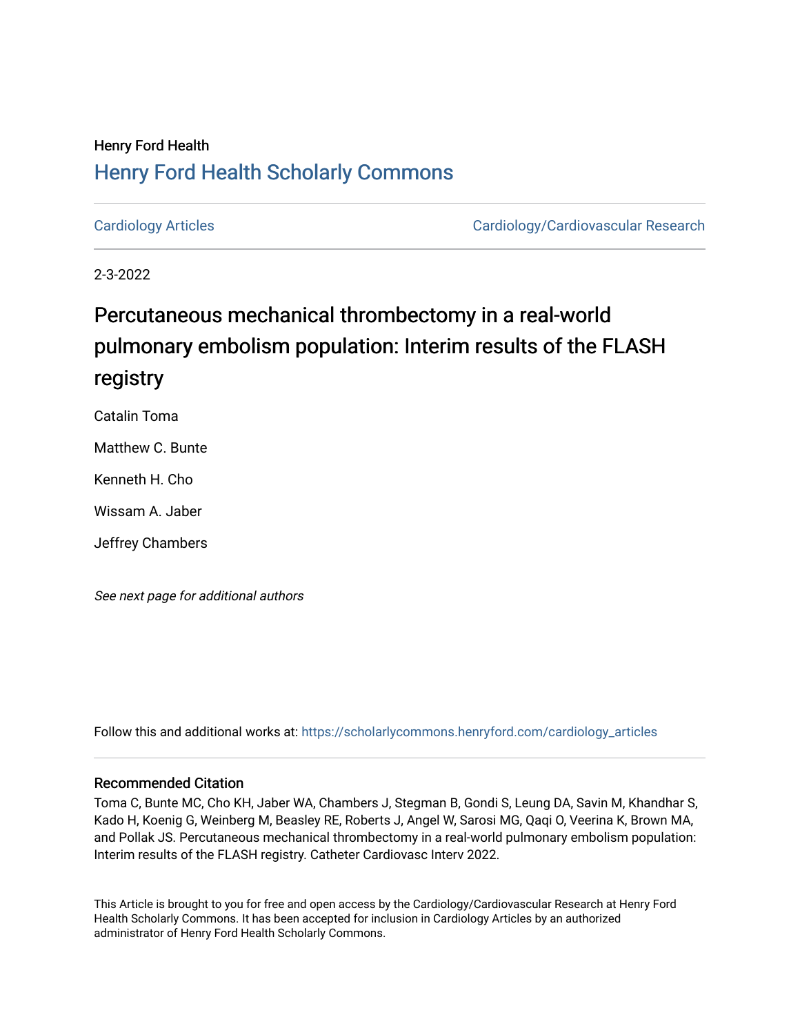Henry Ford Health

## Henry Ford Health Scholarly Commons

Cardiology Articles | Cardiology/Cardiovascular Research

2-3-2022

# Percutaneous mechanical thrombectomy in a real-world pulmonary embolism population: Interim results of the FLASH registry

Catalin Toma

Matthew C. Bunte

Kenneth H. Cho

Wissam A. Jaber

Jeffrey Chambers

*See next page for additional authors*

Follow this and additional works at: https://scholarlycommons.henryford.com/cardiology_articles

### Recommended Citation

Toma C, Bunte MC, Cho KH, Jaber WA, Chambers J, Stegman B, Gondi S, Leung DA, Savin M, Khandhar S, Kado H, Koenig G, Weinberg M, Beasley RE, Roberts J, Angel W, Sarosi MG, Qaqi O, Veerina K, Brown MA, and Pollak JS. Percutaneous mechanical thrombectomy in a real-world pulmonary embolism population: Interim results of the FLASH registry. Catheter Cardiovasc Interv 2022.

This Article is brought to you for free and open access by the Cardiology/Cardiovascular Research at Henry Ford Health Scholarly Commons. It has been accepted for inclusion in Cardiology Articles by an authorized administrator of Henry Ford Health Scholarly Commons.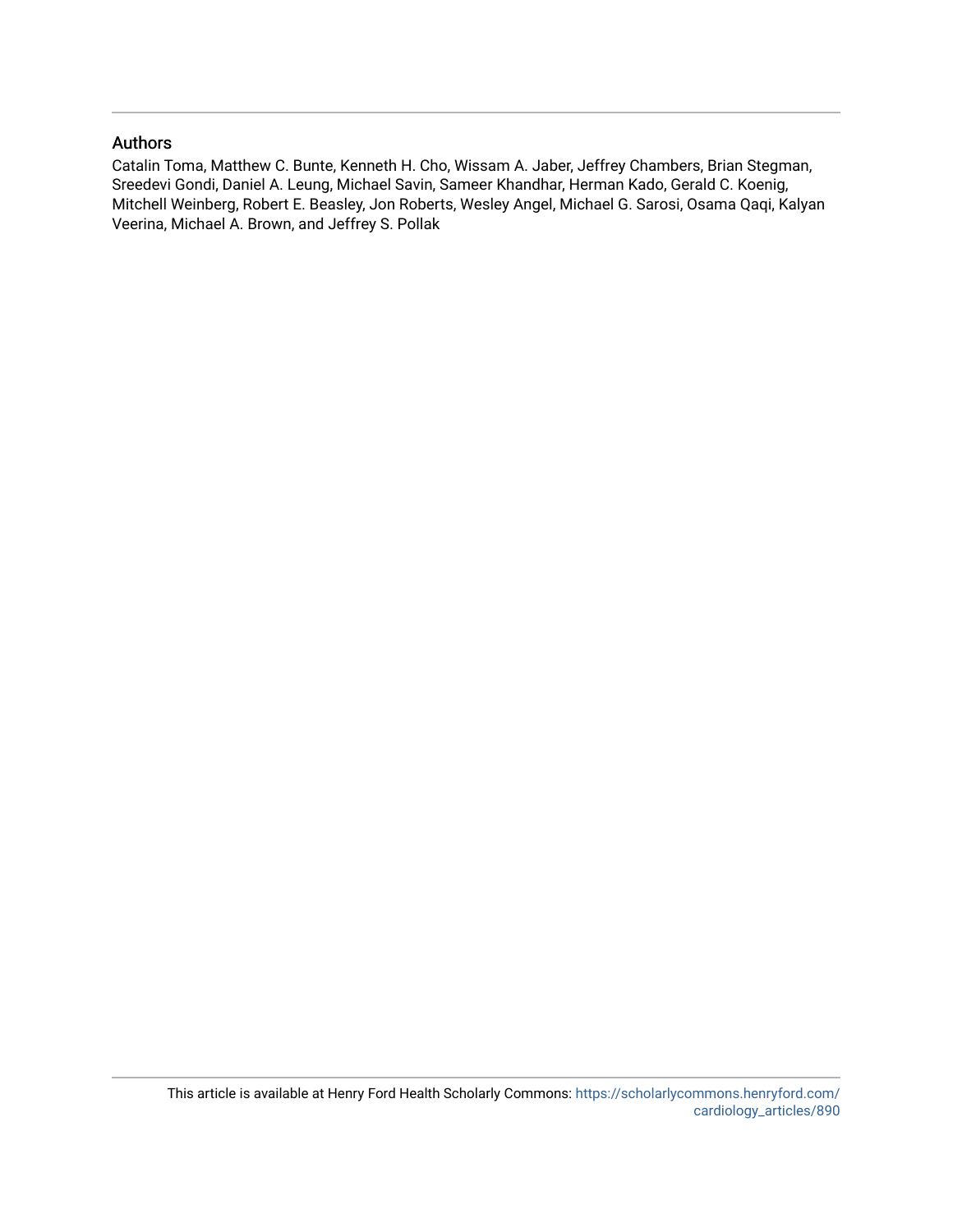## Authors

Catalin Toma, Matthew C. Bunte, Kenneth H. Cho, Wissam A. Jaber, Jeffrey Chambers, Brian Stegman, Sreedevi Gondi, Daniel A. Leung, Michael Savin, Sameer Khandhar, Herman Kado, Gerald C. Koenig, Mitchell Weinberg, Robert E. Beasley, Jon Roberts, Wesley Angel, Michael G. Sarosi, Osama Qaqi, Kalyan Veerina, Michael A. Brown, and Jeffrey S. Pollak

This article is available at Henry Ford Health Scholarly Commons: https://scholarlycommons.henryford.com/cardiology_articles/890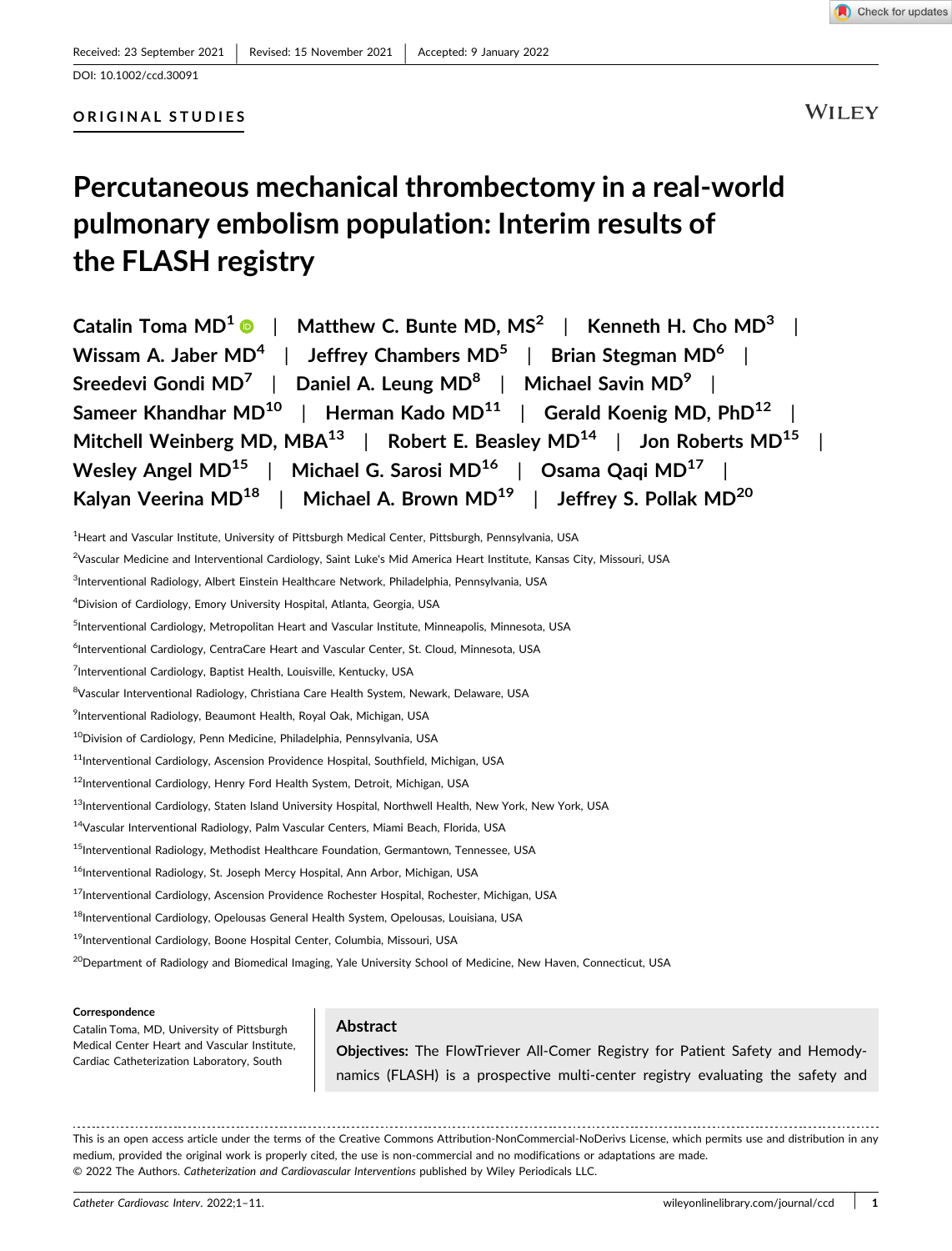DOI: 10.1002/ccd.30091

ORIGINAL STUDIES

# Percutaneous mechanical thrombectomy in a real-world pulmonary embolism population: Interim results of the FLASH registry

Catalin Toma MD[1] | Matthew C. Bunte MD, MS[2] | Kenneth H. Cho MD[3] | Wissam A. Jaber MD[4] | Jeffrey Chambers MD[5] | Brian Stegman MD[6] | Sreedevi Gondi MD[7] | Daniel A. Leung MD[8] | Michael Savin MD[9] | Sameer Khandhar MD[10] | Herman Kado MD[11] | Gerald Koenig MD, PhD[12] | Mitchell Weinberg MD, MBA[13] | Robert E. Beasley MD[14] | Jon Roberts MD[15] | Wesley Angel MD[15] | Michael G. Sarosi MD[16] | Osama Qaqi MD[17] | Kalyan Veerina MD[18] | Michael A. Brown MD[19] | Jeffrey S. Pollak MD[20]

[1]Heart and Vascular Institute, University of Pittsburgh Medical Center, Pittsburgh, Pennsylvania, USA

[2]Vascular Medicine and Interventional Cardiology, Saint Luke's Mid America Heart Institute, Kansas City, Missouri, USA

[3]Interventional Radiology, Albert Einstein Healthcare Network, Philadelphia, Pennsylvania, USA

[4]Division of Cardiology, Emory University Hospital, Atlanta, Georgia, USA

[5]Interventional Cardiology, Metropolitan Heart and Vascular Institute, Minneapolis, Minnesota, USA

[6]Interventional Cardiology, CentraCare Heart and Vascular Center, St. Cloud, Minnesota, USA

[7]Interventional Cardiology, Baptist Health, Louisville, Kentucky, USA

[8]Vascular Interventional Radiology, Christiana Care Health System, Newark, Delaware, USA

[9]Interventional Radiology, Beaumont Health, Royal Oak, Michigan, USA

[10]Division of Cardiology, Penn Medicine, Philadelphia, Pennsylvania, USA

[11]Interventional Cardiology, Ascension Providence Hospital, Southfield, Michigan, USA

[12]Interventional Cardiology, Henry Ford Health System, Detroit, Michigan, USA

[13]Interventional Cardiology, Staten Island University Hospital, Northwell Health, New York, New York, USA

[14]Vascular Interventional Radiology, Palm Vascular Centers, Miami Beach, Florida, USA

[15]Interventional Radiology, Methodist Healthcare Foundation, Germantown, Tennessee, USA

[16]Interventional Radiology, St. Joseph Mercy Hospital, Ann Arbor, Michigan, USA

[17]Interventional Cardiology, Ascension Providence Rochester Hospital, Rochester, Michigan, USA

[18]Interventional Cardiology, Opelousas General Health System, Opelousas, Louisiana, USA

[19]Interventional Cardiology, Boone Hospital Center, Columbia, Missouri, USA

[20]Department of Radiology and Biomedical Imaging, Yale University School of Medicine, New Haven, Connecticut, USA

**Correspondence**
Catalin Toma, MD, University of Pittsburgh Medical Center Heart and Vascular Institute, Cardiac Catheterization Laboratory, South

## Abstract

**Objectives:** The FlowTriever All-Comer Registry for Patient Safety and Hemodynamics (FLASH) is a prospective multi-center registry evaluating the safety and

This is an open access article under the terms of the Creative Commons Attribution-NonCommercial-NoDerivs License, which permits use and distribution in any medium, provided the original work is properly cited, the use is non-commercial and no modifications or adaptations are made.
© 2022 The Authors. *Catheterization and Cardiovascular Interventions* published by Wiley Periodicals LLC.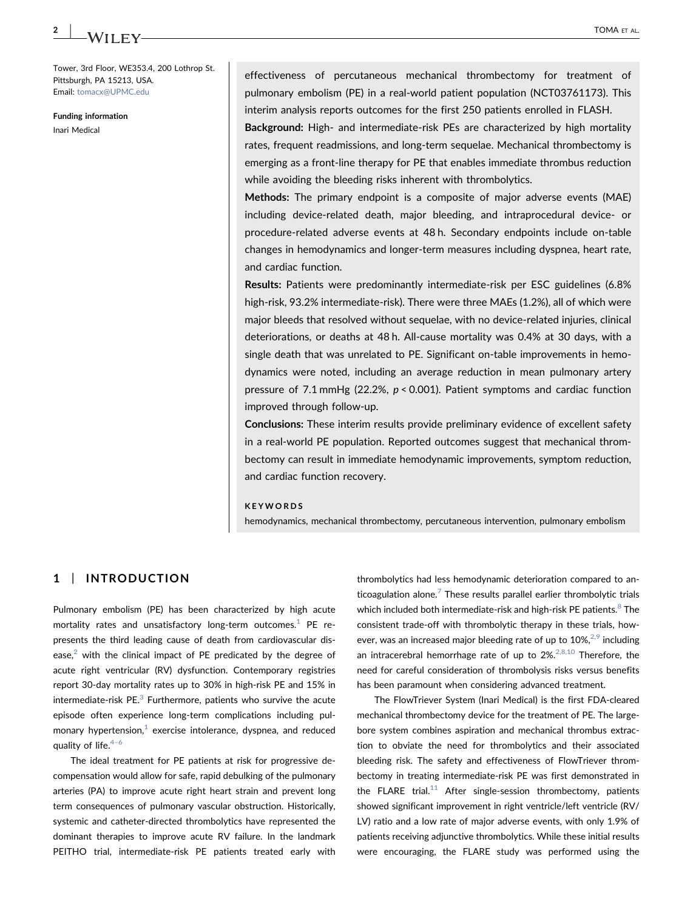Tower, 3rd Floor, WE353.4, 200 Lothrop St. Pittsburgh, PA 15213, USA.
Email: tomacx@UPMC.edu

**Funding information**
Inari Medical

effectiveness of percutaneous mechanical thrombectomy for treatment of pulmonary embolism (PE) in a real-world patient population (NCT03761173). This interim analysis reports outcomes for the first 250 patients enrolled in FLASH.

**Background:** High- and intermediate-risk PEs are characterized by high mortality rates, frequent readmissions, and long-term sequelae. Mechanical thrombectomy is emerging as a front-line therapy for PE that enables immediate thrombus reduction while avoiding the bleeding risks inherent with thrombolytics.

**Methods:** The primary endpoint is a composite of major adverse events (MAE) including device-related death, major bleeding, and intraprocedural device- or procedure-related adverse events at 48 h. Secondary endpoints include on-table changes in hemodynamics and longer-term measures including dyspnea, heart rate, and cardiac function.

**Results:** Patients were predominantly intermediate-risk per ESC guidelines (6.8% high-risk, 93.2% intermediate-risk). There were three MAEs (1.2%), all of which were major bleeds that resolved without sequelae, with no device-related injuries, clinical deteriorations, or deaths at 48 h. All-cause mortality was 0.4% at 30 days, with a single death that was unrelated to PE. Significant on-table improvements in hemodynamics were noted, including an average reduction in mean pulmonary artery pressure of 7.1 mmHg (22.2%, $p < 0.001$). Patient symptoms and cardiac function improved through follow-up.

**Conclusions:** These interim results provide preliminary evidence of excellent safety in a real-world PE population. Reported outcomes suggest that mechanical thrombectomy can result in immediate hemodynamic improvements, symptom reduction, and cardiac function recovery.

**KEYWORDS**

hemodynamics, mechanical thrombectomy, percutaneous intervention, pulmonary embolism

## 1 | INTRODUCTION

Pulmonary embolism (PE) has been characterized by high acute mortality rates and unsatisfactory long-term outcomes.[1] PE represents the third leading cause of death from cardiovascular disease,[2] with the clinical impact of PE predicated by the degree of acute right ventricular (RV) dysfunction. Contemporary registries report 30-day mortality rates up to 30% in high-risk PE and 15% in intermediate-risk PE.[3] Furthermore, patients who survive the acute episode often experience long-term complications including pulmonary hypertension,[1] exercise intolerance, dyspnea, and reduced quality of life.[4–6]

The ideal treatment for PE patients at risk for progressive decompensation would allow for safe, rapid debulking of the pulmonary arteries (PA) to improve acute right heart strain and prevent long term consequences of pulmonary vascular obstruction. Historically, systemic and catheter-directed thrombolytics have represented the dominant therapies to improve acute RV failure. In the landmark PEITHO trial, intermediate-risk PE patients treated early with thrombolytics had less hemodynamic deterioration compared to anticoagulation alone.[7] These results parallel earlier thrombolytic trials which included both intermediate-risk and high-risk PE patients.[8] The consistent trade-off with thrombolytic therapy in these trials, however, was an increased major bleeding rate of up to 10%,[2,9] including an intracerebral hemorrhage rate of up to 2%.[2,8,10] Therefore, the need for careful consideration of thrombolysis risks versus benefits has been paramount when considering advanced treatment.

The FlowTriever System (Inari Medical) is the first FDA-cleared mechanical thrombectomy device for the treatment of PE. The large-bore system combines aspiration and mechanical thrombus extraction to obviate the need for thrombolytics and their associated bleeding risk. The safety and effectiveness of FlowTriever thrombectomy in treating intermediate-risk PE was first demonstrated in the FLARE trial.[11] After single-session thrombectomy, patients showed significant improvement in right ventricle/left ventricle (RV/LV) ratio and a low rate of major adverse events, with only 1.9% of patients receiving adjunctive thrombolytics. While these initial results were encouraging, the FLARE study was performed using the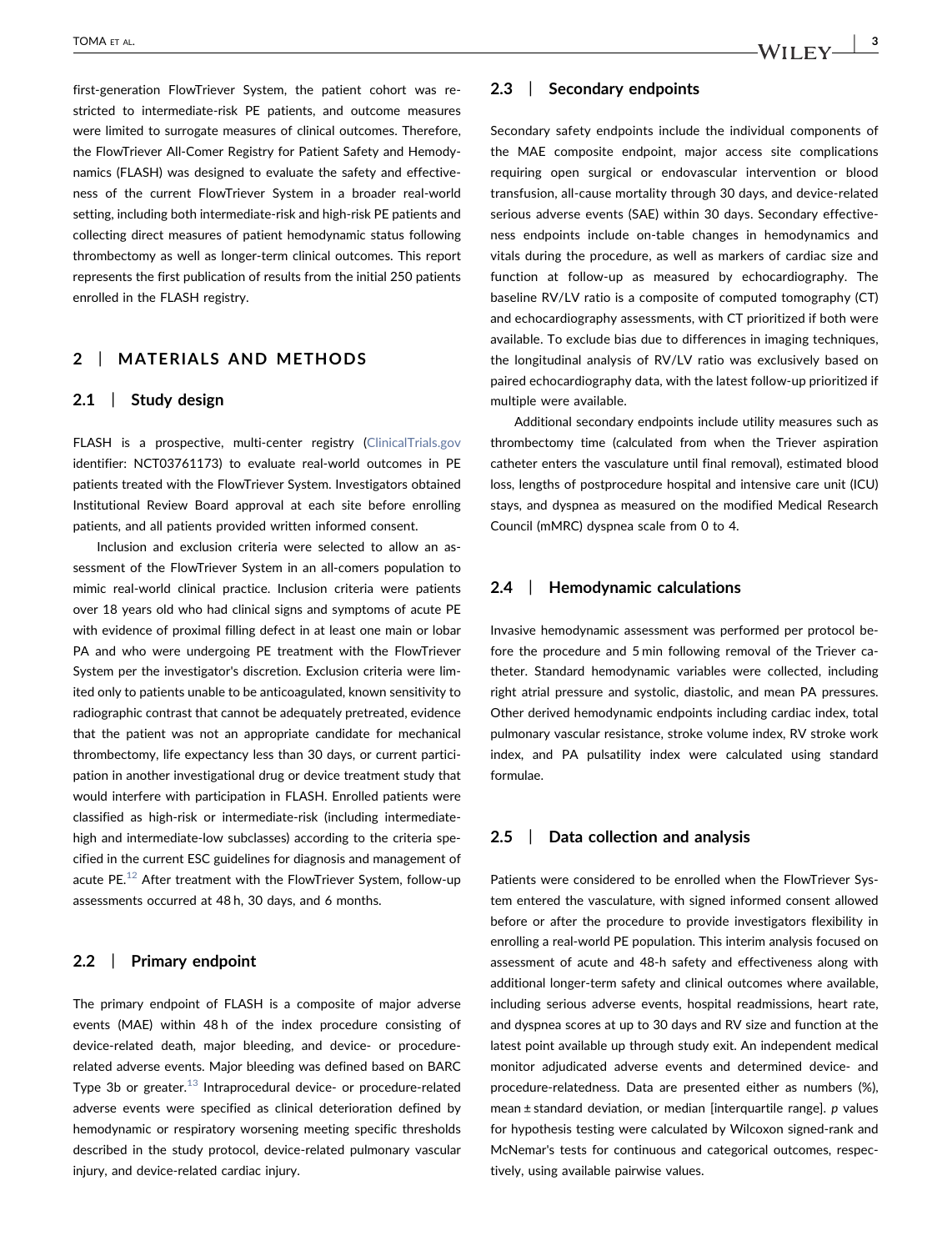first-generation FlowTriever System, the patient cohort was restricted to intermediate-risk PE patients, and outcome measures were limited to surrogate measures of clinical outcomes. Therefore, the FlowTriever All-Comer Registry for Patient Safety and Hemodynamics (FLASH) was designed to evaluate the safety and effectiveness of the current FlowTriever System in a broader real-world setting, including both intermediate-risk and high-risk PE patients and collecting direct measures of patient hemodynamic status following thrombectomy as well as longer-term clinical outcomes. This report represents the first publication of results from the initial 250 patients enrolled in the FLASH registry.

## 2 | MATERIALS AND METHODS

### 2.1 | Study design

FLASH is a prospective, multi-center registry (ClinicalTrials.gov identifier: NCT03761173) to evaluate real-world outcomes in PE patients treated with the FlowTriever System. Investigators obtained Institutional Review Board approval at each site before enrolling patients, and all patients provided written informed consent.

Inclusion and exclusion criteria were selected to allow an assessment of the FlowTriever System in an all-comers population to mimic real-world clinical practice. Inclusion criteria were patients over 18 years old who had clinical signs and symptoms of acute PE with evidence of proximal filling defect in at least one main or lobar PA and who were undergoing PE treatment with the FlowTriever System per the investigator's discretion. Exclusion criteria were limited only to patients unable to be anticoagulated, known sensitivity to radiographic contrast that cannot be adequately pretreated, evidence that the patient was not an appropriate candidate for mechanical thrombectomy, life expectancy less than 30 days, or current participation in another investigational drug or device treatment study that would interfere with participation in FLASH. Enrolled patients were classified as high-risk or intermediate-risk (including intermediate-high and intermediate-low subclasses) according to the criteria specified in the current ESC guidelines for diagnosis and management of acute PE.[12] After treatment with the FlowTriever System, follow-up assessments occurred at 48 h, 30 days, and 6 months.

### 2.2 | Primary endpoint

The primary endpoint of FLASH is a composite of major adverse events (MAE) within 48 h of the index procedure consisting of device-related death, major bleeding, and device- or procedure-related adverse events. Major bleeding was defined based on BARC Type 3b or greater.[13] Intraprocedural device- or procedure-related adverse events were specified as clinical deterioration defined by hemodynamic or respiratory worsening meeting specific thresholds described in the study protocol, device-related pulmonary vascular injury, and device-related cardiac injury.

### 2.3 | Secondary endpoints

Secondary safety endpoints include the individual components of the MAE composite endpoint, major access site complications requiring open surgical or endovascular intervention or blood transfusion, all-cause mortality through 30 days, and device-related serious adverse events (SAE) within 30 days. Secondary effectiveness endpoints include on-table changes in hemodynamics and vitals during the procedure, as well as markers of cardiac size and function at follow-up as measured by echocardiography. The baseline RV/LV ratio is a composite of computed tomography (CT) and echocardiography assessments, with CT prioritized if both were available. To exclude bias due to differences in imaging techniques, the longitudinal analysis of RV/LV ratio was exclusively based on paired echocardiography data, with the latest follow-up prioritized if multiple were available.

Additional secondary endpoints include utility measures such as thrombectomy time (calculated from when the Triever aspiration catheter enters the vasculature until final removal), estimated blood loss, lengths of postprocedure hospital and intensive care unit (ICU) stays, and dyspnea as measured on the modified Medical Research Council (mMRC) dyspnea scale from 0 to 4.

### 2.4 | Hemodynamic calculations

Invasive hemodynamic assessment was performed per protocol before the procedure and 5 min following removal of the Triever catheter. Standard hemodynamic variables were collected, including right atrial pressure and systolic, diastolic, and mean PA pressures. Other derived hemodynamic endpoints including cardiac index, total pulmonary vascular resistance, stroke volume index, RV stroke work index, and PA pulsatility index were calculated using standard formulae.

### 2.5 | Data collection and analysis

Patients were considered to be enrolled when the FlowTriever System entered the vasculature, with signed informed consent allowed before or after the procedure to provide investigators flexibility in enrolling a real-world PE population. This interim analysis focused on assessment of acute and 48-h safety and effectiveness along with additional longer-term safety and clinical outcomes where available, including serious adverse events, hospital readmissions, heart rate, and dyspnea scores at up to 30 days and RV size and function at the latest point available up through study exit. An independent medical monitor adjudicated adverse events and determined device- and procedure-relatedness. Data are presented either as numbers (%), mean ± standard deviation, or median [interquartile range]. $p$ values for hypothesis testing were calculated by Wilcoxon signed-rank and McNemar's tests for continuous and categorical outcomes, respectively, using available pairwise values.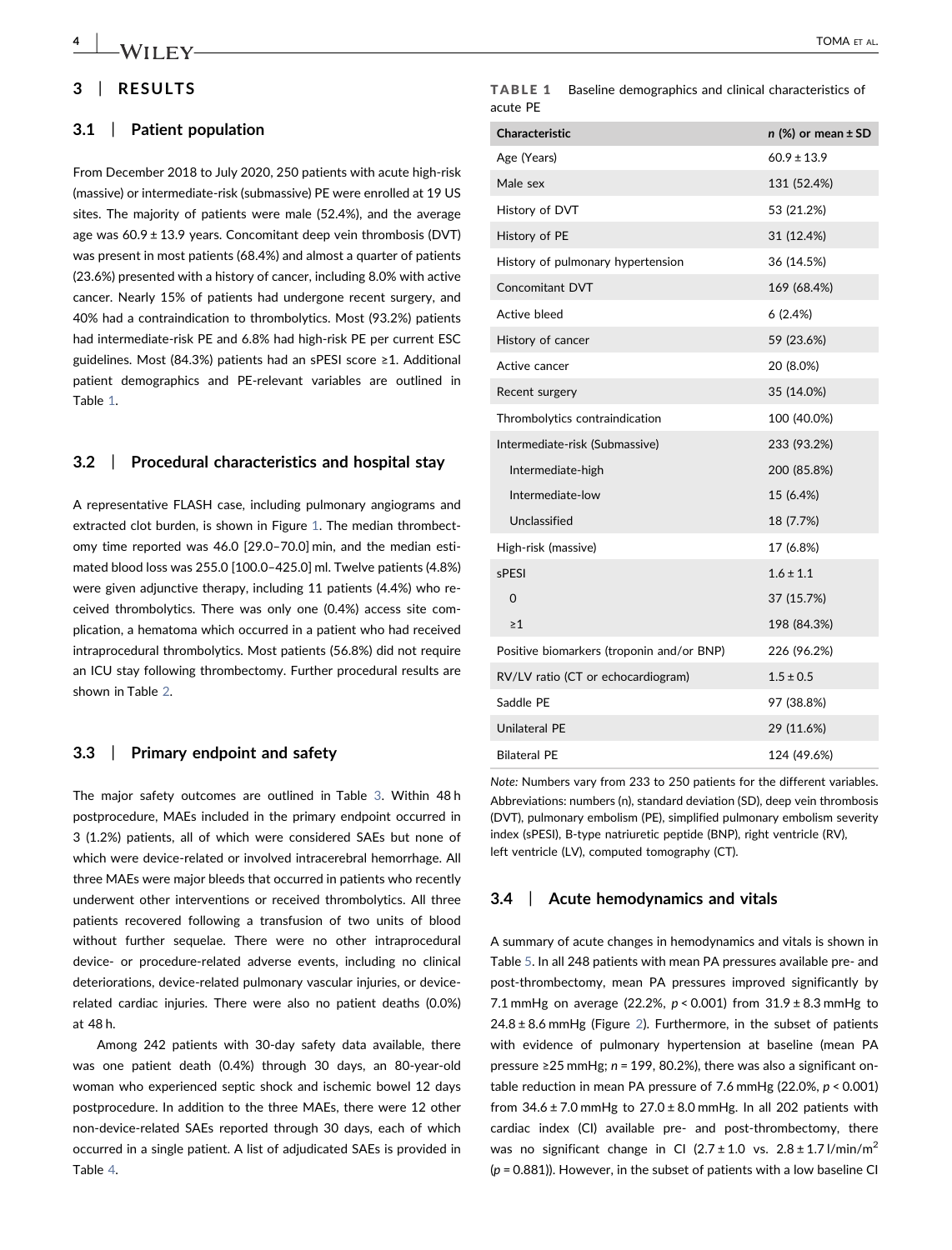## 3 | RESULTS

### 3.1 | Patient population

From December 2018 to July 2020, 250 patients with acute high-risk (massive) or intermediate-risk (submassive) PE were enrolled at 19 US sites. The majority of patients were male (52.4%), and the average age was 60.9 ± 13.9 years. Concomitant deep vein thrombosis (DVT) was present in most patients (68.4%) and almost a quarter of patients (23.6%) presented with a history of cancer, including 8.0% with active cancer. Nearly 15% of patients had undergone recent surgery, and 40% had a contraindication to thrombolytics. Most (93.2%) patients had intermediate-risk PE and 6.8% had high-risk PE per current ESC guidelines. Most (84.3%) patients had an sPESI score ≥1. Additional patient demographics and PE-relevant variables are outlined in Table 1.

### 3.2 | Procedural characteristics and hospital stay

A representative FLASH case, including pulmonary angiograms and extracted clot burden, is shown in Figure 1. The median thrombectomy time reported was 46.0 [29.0–70.0] min, and the median estimated blood loss was 255.0 [100.0–425.0] ml. Twelve patients (4.8%) were given adjunctive therapy, including 11 patients (4.4%) who received thrombolytics. There was only one (0.4%) access site complication, a hematoma which occurred in a patient who had received intraprocedural thrombolytics. Most patients (56.8%) did not require an ICU stay following thrombectomy. Further procedural results are shown in Table 2.

### 3.3 | Primary endpoint and safety

The major safety outcomes are outlined in Table 3. Within 48 h postprocedure, MAEs included in the primary endpoint occurred in 3 (1.2%) patients, all of which were considered SAEs but none of which were device-related or involved intracerebral hemorrhage. All three MAEs were major bleeds that occurred in patients who recently underwent other interventions or received thrombolytics. All three patients recovered following a transfusion of two units of blood without further sequelae. There were no other intraprocedural device- or procedure-related adverse events, including no clinical deteriorations, device-related pulmonary vascular injuries, or device-related cardiac injuries. There were also no patient deaths (0.0%) at 48 h.

Among 242 patients with 30-day safety data available, there was one patient death (0.4%) through 30 days, an 80-year-old woman who experienced septic shock and ischemic bowel 12 days postprocedure. In addition to the three MAEs, there were 12 other non-device-related SAEs reported through 30 days, each of which occurred in a single patient. A list of adjudicated SAEs is provided in Table 4.

**TABLE 1** Baseline demographics and clinical characteristics of acute PE

| Characteristic | n (%) or mean ± SD |
|---|---|
| Age (Years) | 60.9 ± 13.9 |
| Male sex | 131 (52.4%) |
| History of DVT | 53 (21.2%) |
| History of PE | 31 (12.4%) |
| History of pulmonary hypertension | 36 (14.5%) |
| Concomitant DVT | 169 (68.4%) |
| Active bleed | 6 (2.4%) |
| History of cancer | 59 (23.6%) |
| Active cancer | 20 (8.0%) |
| Recent surgery | 35 (14.0%) |
| Thrombolytics contraindication | 100 (40.0%) |
| Intermediate-risk (Submassive) | 233 (93.2%) |
| Intermediate-high | 200 (85.8%) |
| Intermediate-low | 15 (6.4%) |
| Unclassified | 18 (7.7%) |
| High-risk (massive) | 17 (6.8%) |
| sPESI | 1.6 ± 1.1 |
| 0 | 37 (15.7%) |
| ≥1 | 198 (84.3%) |
| Positive biomarkers (troponin and/or BNP) | 226 (96.2%) |
| RV/LV ratio (CT or echocardiogram) | 1.5 ± 0.5 |
| Saddle PE | 97 (38.8%) |
| Unilateral PE | 29 (11.6%) |
| Bilateral PE | 124 (49.6%) |

*Note:* Numbers vary from 233 to 250 patients for the different variables. Abbreviations: numbers (n), standard deviation (SD), deep vein thrombosis (DVT), pulmonary embolism (PE), simplified pulmonary embolism severity index (sPESI), B-type natriuretic peptide (BNP), right ventricle (RV), left ventricle (LV), computed tomography (CT).

### 3.4 | Acute hemodynamics and vitals

A summary of acute changes in hemodynamics and vitals is shown in Table 5. In all 248 patients with mean PA pressures available pre- and post-thrombectomy, mean PA pressures improved significantly by 7.1 mmHg on average (22.2%, $p < 0.001$) from 31.9 ± 8.3 mmHg to 24.8 ± 8.6 mmHg (Figure 2). Furthermore, in the subset of patients with evidence of pulmonary hypertension at baseline (mean PA pressure ≥25 mmHg; $n = 199$, 80.2%), there was also a significant on-table reduction in mean PA pressure of 7.6 mmHg (22.0%, $p < 0.001$) from 34.6 ± 7.0 mmHg to 27.0 ± 8.0 mmHg. In all 202 patients with cardiac index (CI) available pre- and post-thrombectomy, there was no significant change in CI (2.7 ± 1.0 vs. 2.8 ± 1.7 l/min/m$^2$ ($p = 0.881$)). However, in the subset of patients with a low baseline CI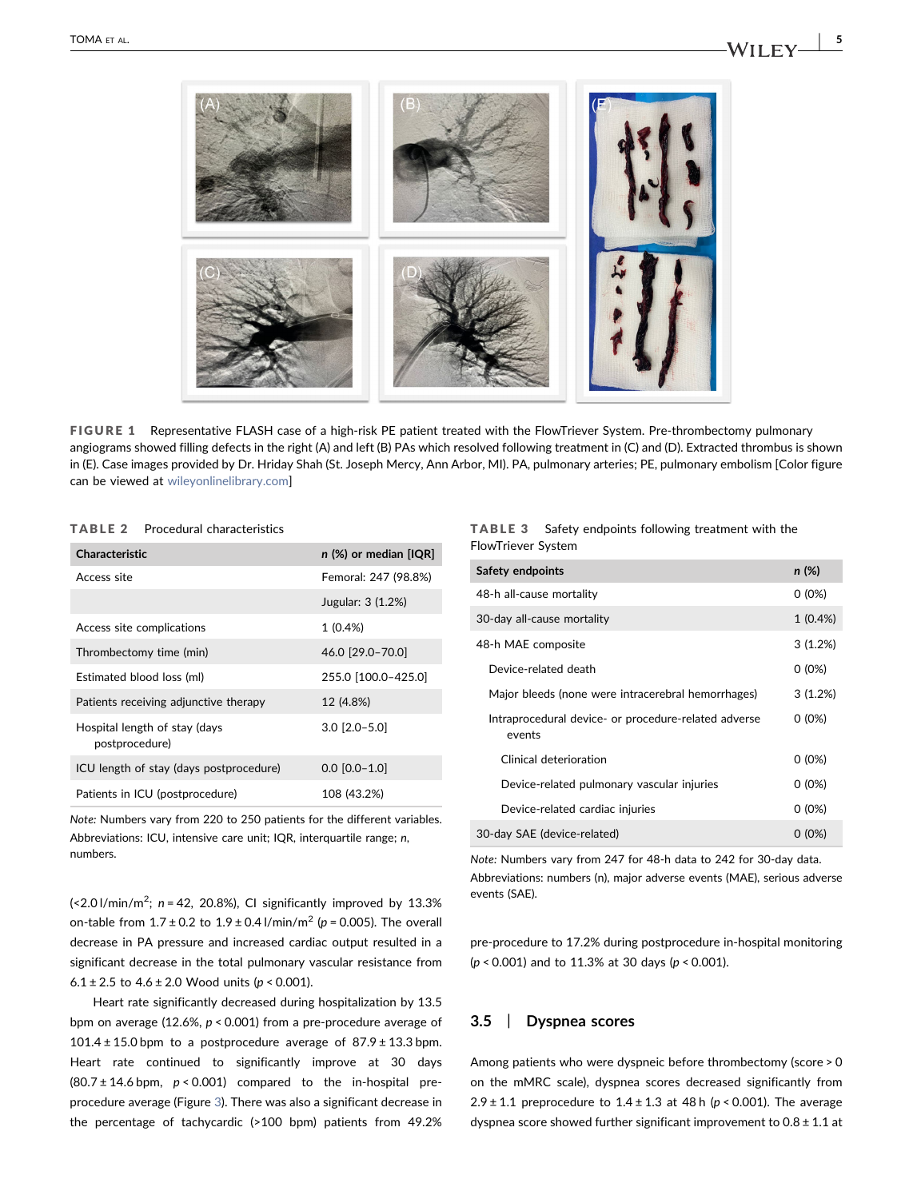FIGURE 1 Representative FLASH case of a high-risk PE patient treated with the FlowTriever System. Pre-thrombectomy pulmonary angiograms showed filling defects in the right (A) and left (B) PAs which resolved following treatment in (C) and (D). Extracted thrombus is shown in (E). Case images provided by Dr. Hriday Shah (St. Joseph Mercy, Ann Arbor, MI). PA, pulmonary arteries; PE, pulmonary embolism [Color figure can be viewed at wileyonlinelibrary.com]

**TABLE 2** Procedural characteristics

| Characteristic | *n* (%) or median [IQR] |
|---|---|
| Access site | Femoral: 247 (98.8%) |
| | Jugular: 3 (1.2%) |
| Access site complications | 1 (0.4%) |
| Thrombectomy time (min) | 46.0 [29.0–70.0] |
| Estimated blood loss (ml) | 255.0 [100.0–425.0] |
| Patients receiving adjunctive therapy | 12 (4.8%) |
| Hospital length of stay (days postprocedure) | 3.0 [2.0–5.0] |
| ICU length of stay (days postprocedure) | 0.0 [0.0–1.0] |
| Patients in ICU (postprocedure) | 108 (43.2%) |

*Note:* Numbers vary from 220 to 250 patients for the different variables.
Abbreviations: ICU, intensive care unit; IQR, interquartile range; *n*, numbers.

(<2.0 l/min/m$^2$; $n = 42$, 20.8%), CI significantly improved by 13.3% on-table from 1.7 ± 0.2 to 1.9 ± 0.4 l/min/m$^2$ ($p = 0.005$). The overall decrease in PA pressure and increased cardiac output resulted in a significant decrease in the total pulmonary vascular resistance from 6.1 ± 2.5 to 4.6 ± 2.0 Wood units ($p < 0.001$).

Heart rate significantly decreased during hospitalization by 13.5 bpm on average (12.6%, $p < 0.001$) from a pre-procedure average of 101.4 ± 15.0 bpm to a postprocedure average of 87.9 ± 13.3 bpm. Heart rate continued to significantly improve at 30 days (80.7 ± 14.6 bpm, $p < 0.001$) compared to the in-hospital pre-procedure average (Figure 3). There was also a significant decrease in the percentage of tachycardic (>100 bpm) patients from 49.2% pre-procedure to 17.2% during postprocedure in-hospital monitoring ($p < 0.001$) and to 11.3% at 30 days ($p < 0.001$).

**TABLE 3** Safety endpoints following treatment with the FlowTriever System

| Safety endpoints | *n* (%) |
|---|---|
| 48-h all-cause mortality | 0 (0%) |
| 30-day all-cause mortality | 1 (0.4%) |
| 48-h MAE composite | 3 (1.2%) |
| Device-related death | 0 (0%) |
| Major bleeds (none were intracerebral hemorrhages) | 3 (1.2%) |
| Intraprocedural device- or procedure-related adverse events | 0 (0%) |
| Clinical deterioration | 0 (0%) |
| Device-related pulmonary vascular injuries | 0 (0%) |
| Device-related cardiac injuries | 0 (0%) |
| 30-day SAE (device-related) | 0 (0%) |

*Note:* Numbers vary from 247 for 48-h data to 242 for 30-day data.
Abbreviations: numbers (n), major adverse events (MAE), serious adverse events (SAE).

## 3.5 | Dyspnea scores

Among patients who were dyspneic before thrombectomy (score > 0 on the mMRC scale), dyspnea scores decreased significantly from 2.9 ± 1.1 preprocedure to 1.4 ± 1.3 at 48 h ($p < 0.001$). The average dyspnea score showed further significant improvement to 0.8 ± 1.1 at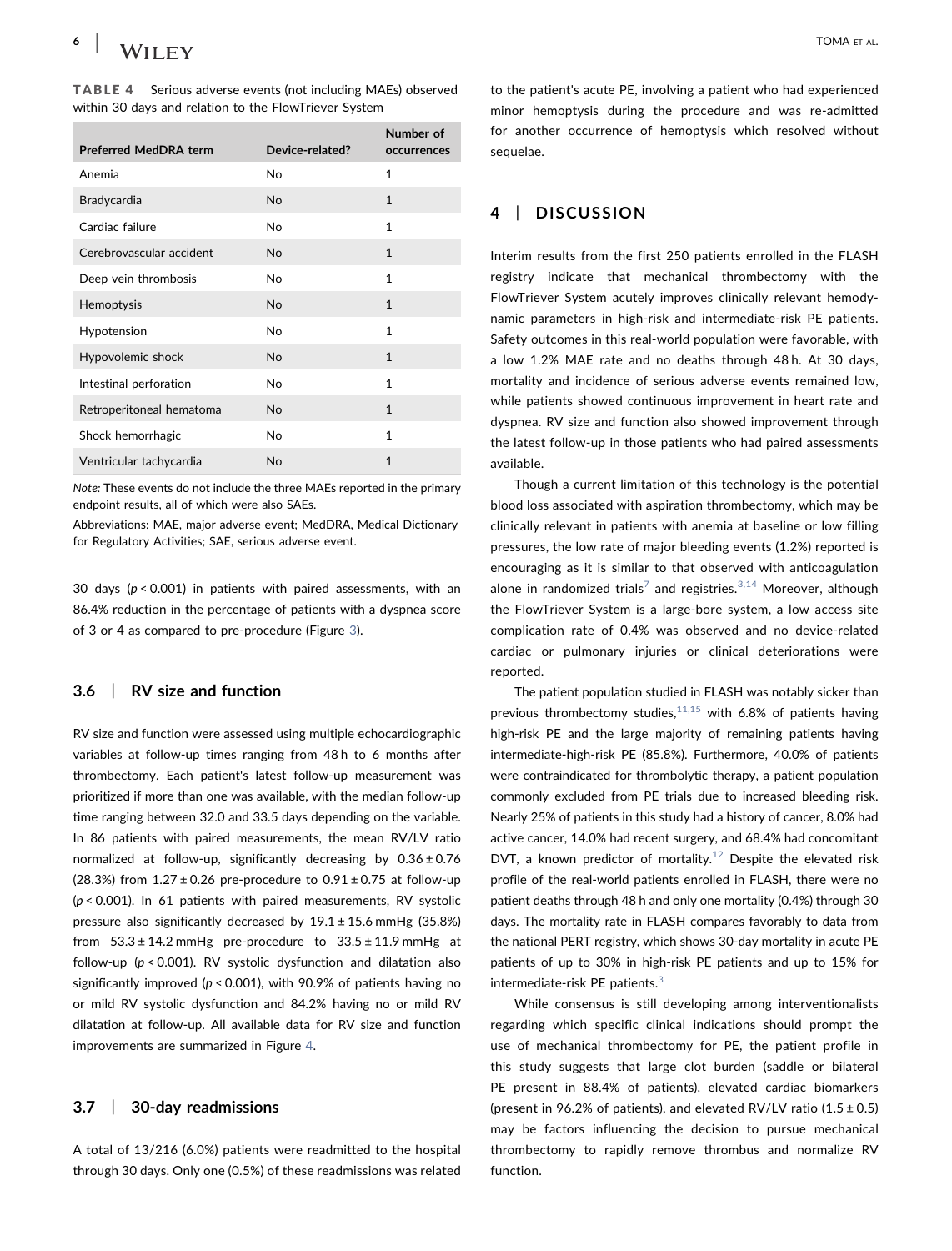**TABLE 4** Serious adverse events (not including MAEs) observed within 30 days and relation to the FlowTriever System

| Preferred MedDRA term | Device-related? | Number of occurrences |
|---|---|---|
| Anemia | No | 1 |
| Bradycardia | No | 1 |
| Cardiac failure | No | 1 |
| Cerebrovascular accident | No | 1 |
| Deep vein thrombosis | No | 1 |
| Hemoptysis | No | 1 |
| Hypotension | No | 1 |
| Hypovolemic shock | No | 1 |
| Intestinal perforation | No | 1 |
| Retroperitoneal hematoma | No | 1 |
| Shock hemorrhagic | No | 1 |
| Ventricular tachycardia | No | 1 |

*Note:* These events do not include the three MAEs reported in the primary endpoint results, all of which were also SAEs.

Abbreviations: MAE, major adverse event; MedDRA, Medical Dictionary for Regulatory Activities; SAE, serious adverse event.

30 days ($p < 0.001$) in patients with paired assessments, with an 86.4% reduction in the percentage of patients with a dyspnea score of 3 or 4 as compared to pre-procedure (Figure 3).

### 3.6 | RV size and function

RV size and function were assessed using multiple echocardiographic variables at follow-up times ranging from 48 h to 6 months after thrombectomy. Each patient's latest follow-up measurement was prioritized if more than one was available, with the median follow-up time ranging between 32.0 and 33.5 days depending on the variable. In 86 patients with paired measurements, the mean RV/LV ratio normalized at follow-up, significantly decreasing by 0.36 ± 0.76 (28.3%) from 1.27 ± 0.26 pre-procedure to 0.91 ± 0.75 at follow-up ($p < 0.001$). In 61 patients with paired measurements, RV systolic pressure also significantly decreased by 19.1 ± 15.6 mmHg (35.8%) from 53.3 ± 14.2 mmHg pre-procedure to 33.5 ± 11.9 mmHg at follow-up ($p < 0.001$). RV systolic dysfunction and dilatation also significantly improved ($p < 0.001$), with 90.9% of patients having no or mild RV systolic dysfunction and 84.2% having no or mild RV dilatation at follow-up. All available data for RV size and function improvements are summarized in Figure 4.

### 3.7 | 30-day readmissions

A total of 13/216 (6.0%) patients were readmitted to the hospital through 30 days. Only one (0.5%) of these readmissions was related to the patient's acute PE, involving a patient who had experienced minor hemoptysis during the procedure and was re-admitted for another occurrence of hemoptysis which resolved without sequelae.

## 4 | DISCUSSION

Interim results from the first 250 patients enrolled in the FLASH registry indicate that mechanical thrombectomy with the FlowTriever System acutely improves clinically relevant hemodynamic parameters in high-risk and intermediate-risk PE patients. Safety outcomes in this real-world population were favorable, with a low 1.2% MAE rate and no deaths through 48 h. At 30 days, mortality and incidence of serious adverse events remained low, while patients showed continuous improvement in heart rate and dyspnea. RV size and function also showed improvement through the latest follow-up in those patients who had paired assessments available.

Though a current limitation of this technology is the potential blood loss associated with aspiration thrombectomy, which may be clinically relevant in patients with anemia at baseline or low filling pressures, the low rate of major bleeding events (1.2%) reported is encouraging as it is similar to that observed with anticoagulation alone in randomized trials[7] and registries.[3,14] Moreover, although the FlowTriever System is a large-bore system, a low access site complication rate of 0.4% was observed and no device-related cardiac or pulmonary injuries or clinical deteriorations were reported.

The patient population studied in FLASH was notably sicker than previous thrombectomy studies,[11,15] with 6.8% of patients having high-risk PE and the large majority of remaining patients having intermediate-high-risk PE (85.8%). Furthermore, 40.0% of patients were contraindicated for thrombolytic therapy, a patient population commonly excluded from PE trials due to increased bleeding risk. Nearly 25% of patients in this study had a history of cancer, 8.0% had active cancer, 14.0% had recent surgery, and 68.4% had concomitant DVT, a known predictor of mortality.[12] Despite the elevated risk profile of the real-world patients enrolled in FLASH, there were no patient deaths through 48 h and only one mortality (0.4%) through 30 days. The mortality rate in FLASH compares favorably to data from the national PERT registry, which shows 30-day mortality in acute PE patients of up to 30% in high-risk PE patients and up to 15% for intermediate-risk PE patients.[3]

While consensus is still developing among interventionalists regarding which specific clinical indications should prompt the use of mechanical thrombectomy for PE, the patient profile in this study suggests that large clot burden (saddle or bilateral PE present in 88.4% of patients), elevated cardiac biomarkers (present in 96.2% of patients), and elevated RV/LV ratio (1.5 ± 0.5) may be factors influencing the decision to pursue mechanical thrombectomy to rapidly remove thrombus and normalize RV function.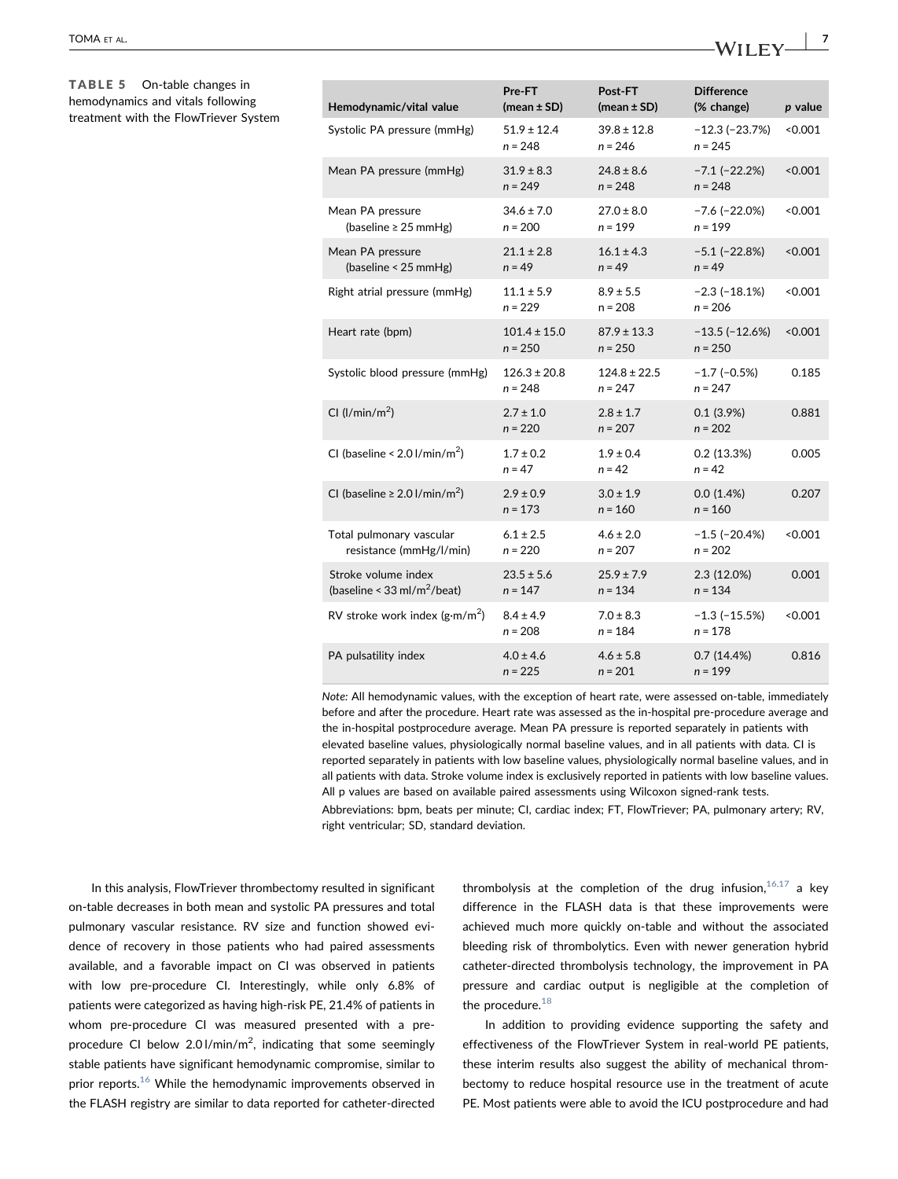**TABLE 5** On-table changes in hemodynamics and vitals following treatment with the FlowTriever System

| Hemodynamic/vital value | Pre-FT (mean ± SD) | Post-FT (mean ± SD) | Difference (% change) | *p* value |
|---|---|---|---|---|
| Systolic PA pressure (mmHg) | 51.9 ± 12.4 *n* = 248 | 39.8 ± 12.8 *n* = 246 | −12.3 (−23.7%) *n* = 245 | <0.001 |
| Mean PA pressure (mmHg) | 31.9 ± 8.3 *n* = 249 | 24.8 ± 8.6 *n* = 248 | −7.1 (−22.2%) *n* = 248 | <0.001 |
| Mean PA pressure (baseline ≥ 25 mmHg) | 34.6 ± 7.0 *n* = 200 | 27.0 ± 8.0 *n* = 199 | −7.6 (−22.0%) *n* = 199 | <0.001 |
| Mean PA pressure (baseline < 25 mmHg) | 21.1 ± 2.8 *n* = 49 | 16.1 ± 4.3 *n* = 49 | −5.1 (−22.8%) *n* = 49 | <0.001 |
| Right atrial pressure (mmHg) | 11.1 ± 5.9 *n* = 229 | 8.9 ± 5.5 n = 208 | −2.3 (−18.1%) *n* = 206 | <0.001 |
| Heart rate (bpm) | 101.4 ± 15.0 *n* = 250 | 87.9 ± 13.3 *n* = 250 | −13.5 (−12.6%) *n* = 250 | <0.001 |
| Systolic blood pressure (mmHg) | 126.3 ± 20.8 *n* = 248 | 124.8 ± 22.5 *n* = 247 | −1.7 (−0.5%) *n* = 247 | 0.185 |
| CI (l/min/m$^2$) | 2.7 ± 1.0 *n* = 220 | 2.8 ± 1.7 *n* = 207 | 0.1 (3.9%) *n* = 202 | 0.881 |
| CI (baseline < 2.0 l/min/m$^2$) | 1.7 ± 0.2 *n* = 47 | 1.9 ± 0.4 *n* = 42 | 0.2 (13.3%) *n* = 42 | 0.005 |
| CI (baseline ≥ 2.0 l/min/m$^2$) | 2.9 ± 0.9 *n* = 173 | 3.0 ± 1.9 *n* = 160 | 0.0 (1.4%) *n* = 160 | 0.207 |
| Total pulmonary vascular resistance (mmHg/l/min) | 6.1 ± 2.5 *n* = 220 | 4.6 ± 2.0 *n* = 207 | −1.5 (−20.4%) *n* = 202 | <0.001 |
| Stroke volume index (baseline < 33 ml/m$^2$/beat) | 23.5 ± 5.6 *n* = 147 | 25.9 ± 7.9 *n* = 134 | 2.3 (12.0%) *n* = 134 | 0.001 |
| RV stroke work index (g·m/m$^2$) | 8.4 ± 4.9 *n* = 208 | 7.0 ± 8.3 *n* = 184 | −1.3 (−15.5%) *n* = 178 | <0.001 |
| PA pulsatility index | 4.0 ± 4.6 *n* = 225 | 4.6 ± 5.8 *n* = 201 | 0.7 (14.4%) *n* = 199 | 0.816 |

*Note:* All hemodynamic values, with the exception of heart rate, were assessed on-table, immediately before and after the procedure. Heart rate was assessed as the in-hospital pre-procedure average and the in-hospital postprocedure average. Mean PA pressure is reported separately in patients with elevated baseline values, physiologically normal baseline values, and in all patients with data. CI is reported separately in patients with low baseline values, physiologically normal baseline values, and in all patients with data. Stroke volume index is exclusively reported in patients with low baseline values. All p values are based on available paired assessments using Wilcoxon signed-rank tests.

Abbreviations: bpm, beats per minute; CI, cardiac index; FT, FlowTriever; PA, pulmonary artery; RV, right ventricular; SD, standard deviation.

In this analysis, FlowTriever thrombectomy resulted in significant on-table decreases in both mean and systolic PA pressures and total pulmonary vascular resistance. RV size and function showed evidence of recovery in those patients who had paired assessments available, and a favorable impact on CI was observed in patients with low pre-procedure CI. Interestingly, while only 6.8% of patients were categorized as having high-risk PE, 21.4% of patients in whom pre-procedure CI was measured presented with a pre-procedure CI below 2.0 l/min/m$^2$, indicating that some seemingly stable patients have significant hemodynamic compromise, similar to prior reports.[16] While the hemodynamic improvements observed in the FLASH registry are similar to data reported for catheter-directed thrombolysis at the completion of the drug infusion,[16,17] a key difference in the FLASH data is that these improvements were achieved much more quickly on-table and without the associated bleeding risk of thrombolytics. Even with newer generation hybrid catheter-directed thrombolysis technology, the improvement in PA pressure and cardiac output is negligible at the completion of the procedure.[18]

In addition to providing evidence supporting the safety and effectiveness of the FlowTriever System in real-world PE patients, these interim results also suggest the ability of mechanical thrombectomy to reduce hospital resource use in the treatment of acute PE. Most patients were able to avoid the ICU postprocedure and had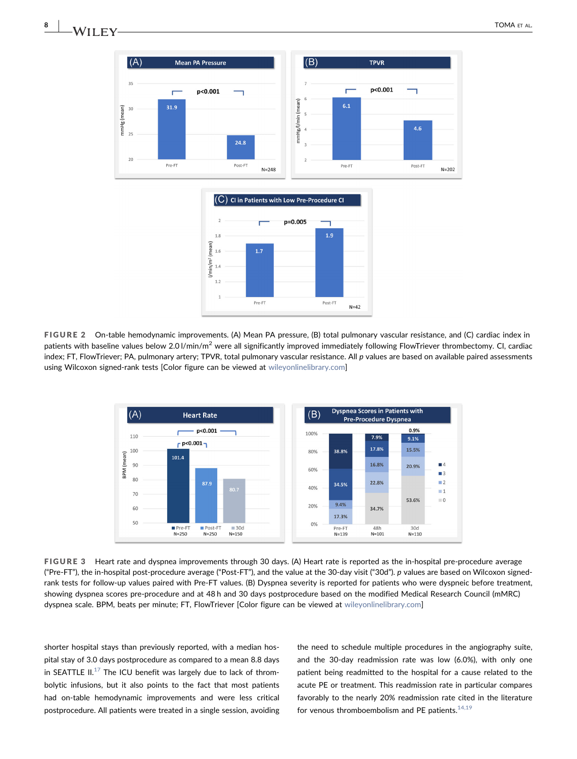FIGURE 2 On-table hemodynamic improvements. (A) Mean PA pressure, (B) total pulmonary vascular resistance, and (C) cardiac index in patients with baseline values below 2.0 l/min/m$^2$ were all significantly improved immediately following FlowTriever thrombectomy. CI, cardiac index; FT, FlowTriever; PA, pulmonary artery; TPVR, total pulmonary vascular resistance. All *p* values are based on available paired assessments using Wilcoxon signed-rank tests [Color figure can be viewed at wileyonlinelibrary.com]

FIGURE 3 Heart rate and dyspnea improvements through 30 days. (A) Heart rate is reported as the in-hospital pre-procedure average ("Pre-FT"), the in-hospital post-procedure average ("Post-FT"), and the value at the 30-day visit ("30d"). *p* values are based on Wilcoxon signed-rank tests for follow-up values paired with Pre-FT values. (B) Dyspnea severity is reported for patients who were dyspneic before treatment, showing dyspnea scores pre-procedure and at 48 h and 30 days postprocedure based on the modified Medical Research Council (mMRC) dyspnea scale. BPM, beats per minute; FT, FlowTriever [Color figure can be viewed at wileyonlinelibrary.com]

shorter hospital stays than previously reported, with a median hospital stay of 3.0 days postprocedure as compared to a mean 8.8 days in SEATTLE II.[17] The ICU benefit was largely due to lack of thrombolytic infusions, but it also points to the fact that most patients had on-table hemodynamic improvements and were less critical postprocedure. All patients were treated in a single session, avoiding the need to schedule multiple procedures in the angiography suite, and the 30-day readmission rate was low (6.0%), with only one patient being readmitted to the hospital for a cause related to the acute PE or treatment. This readmission rate in particular compares favorably to the nearly 20% readmission rate cited in the literature for venous thromboembolism and PE patients.[14,19]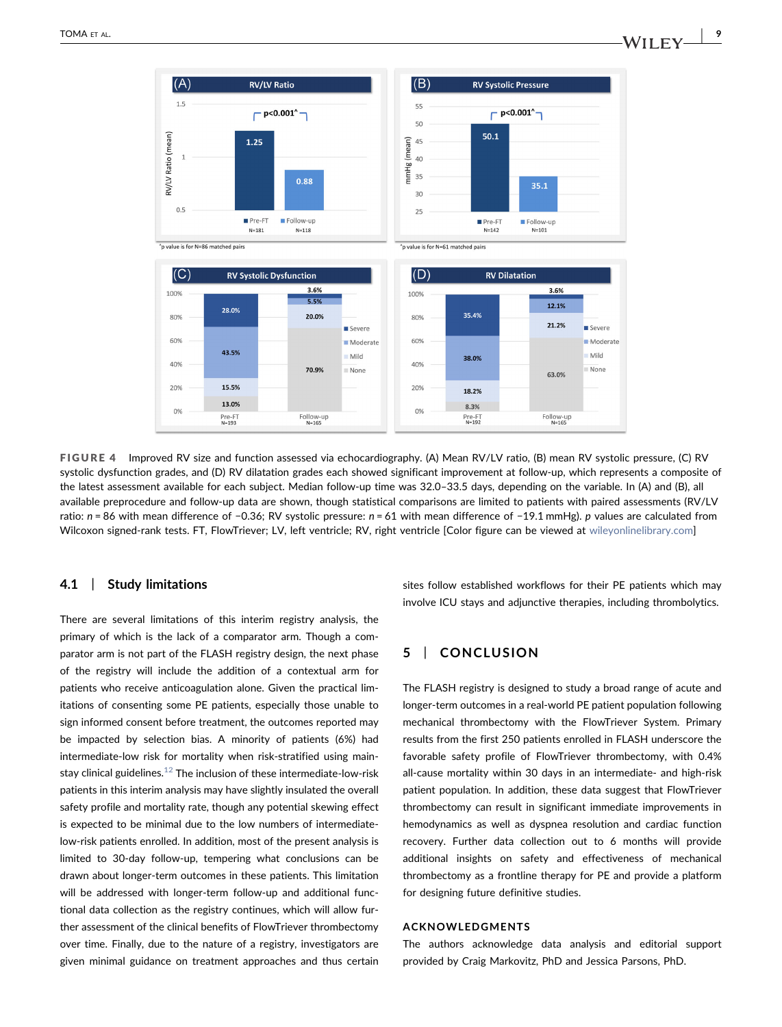FIGURE 4 Improved RV size and function assessed via echocardiography. (A) Mean RV/LV ratio, (B) mean RV systolic pressure, (C) RV systolic dysfunction grades, and (D) RV dilatation grades each showed significant improvement at follow-up, which represents a composite of the latest assessment available for each subject. Median follow-up time was 32.0–33.5 days, depending on the variable. In (A) and (B), all available preprocedure and follow-up data are shown, though statistical comparisons are limited to patients with paired assessments (RV/LV ratio: $n = 86$ with mean difference of −0.36; RV systolic pressure: $n = 61$ with mean difference of −19.1 mmHg). $p$ values are calculated from Wilcoxon signed-rank tests. FT, FlowTriever; LV, left ventricle; RV, right ventricle [Color figure can be viewed at wileyonlinelibrary.com]

### 4.1 | Study limitations

There are several limitations of this interim registry analysis, the primary of which is the lack of a comparator arm. Though a comparator arm is not part of the FLASH registry design, the next phase of the registry will include the addition of a contextual arm for patients who receive anticoagulation alone. Given the practical limitations of consenting some PE patients, especially those unable to sign informed consent before treatment, the outcomes reported may be impacted by selection bias. A minority of patients (6%) had intermediate-low risk for mortality when risk-stratified using mainstay clinical guidelines.[12] The inclusion of these intermediate-low-risk patients in this interim analysis may have slightly insulated the overall safety profile and mortality rate, though any potential skewing effect is expected to be minimal due to the low numbers of intermediate-low-risk patients enrolled. In addition, most of the present analysis is limited to 30-day follow-up, tempering what conclusions can be drawn about longer-term outcomes in these patients. This limitation will be addressed with longer-term follow-up and additional functional data collection as the registry continues, which will allow further assessment of the clinical benefits of FlowTriever thrombectomy over time. Finally, due to the nature of a registry, investigators are given minimal guidance on treatment approaches and thus certain sites follow established workflows for their PE patients which may involve ICU stays and adjunctive therapies, including thrombolytics.

## 5 | CONCLUSION

The FLASH registry is designed to study a broad range of acute and longer-term outcomes in a real-world PE patient population following mechanical thrombectomy with the FlowTriever System. Primary results from the first 250 patients enrolled in FLASH underscore the favorable safety profile of FlowTriever thrombectomy, with 0.4% all-cause mortality within 30 days in an intermediate- and high-risk patient population. In addition, these data suggest that FlowTriever thrombectomy can result in significant immediate improvements in hemodynamics as well as dyspnea resolution and cardiac function recovery. Further data collection out to 6 months will provide additional insights on safety and effectiveness of mechanical thrombectomy as a frontline therapy for PE and provide a platform for designing future definitive studies.

## ACKNOWLEDGMENTS

The authors acknowledge data analysis and editorial support provided by Craig Markovitz, PhD and Jessica Parsons, PhD.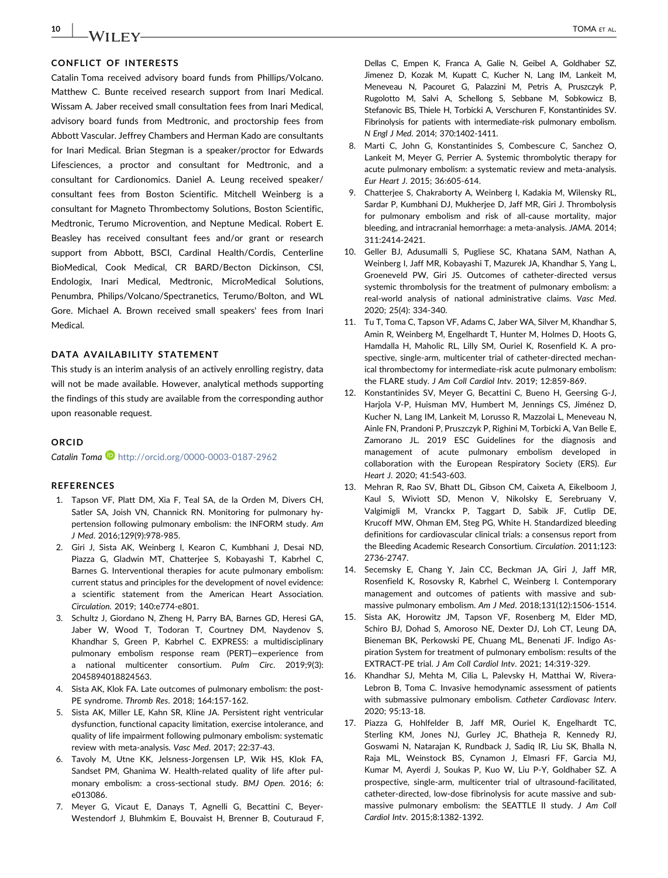## CONFLICT OF INTERESTS

Catalin Toma received advisory board funds from Phillips/Volcano. Matthew C. Bunte received research support from Inari Medical. Wissam A. Jaber received small consultation fees from Inari Medical, advisory board funds from Medtronic, and proctorship fees from Abbott Vascular. Jeffrey Chambers and Herman Kado are consultants for Inari Medical. Brian Stegman is a speaker/proctor for Edwards Lifesciences, a proctor and consultant for Medtronic, and a consultant for Cardionomics. Daniel A. Leung received speaker/consultant fees from Boston Scientific. Mitchell Weinberg is a consultant for Magneto Thrombectomy Solutions, Boston Scientific, Medtronic, Terumo Microvention, and Neptune Medical. Robert E. Beasley has received consultant fees and/or grant or research support from Abbott, BSCI, Cardinal Health/Cordis, Centerline BioMedical, Cook Medical, CR BARD/Becton Dickinson, CSI, Endologix, Inari Medical, Medtronic, MicroMedical Solutions, Penumbra, Philips/Volcano/Spectranetics, Terumo/Bolton, and WL Gore. Michael A. Brown received small speakers' fees from Inari Medical.

## DATA AVAILABILITY STATEMENT

This study is an interim analysis of an actively enrolling registry, data will not be made available. However, analytical methods supporting the findings of this study are available from the corresponding author upon reasonable request.

## ORCID

*Catalin Toma* http://orcid.org/0000-0003-0187-2962

## REFERENCES

1. Tapson VF, Platt DM, Xia F, Teal SA, de la Orden M, Divers CH, Satler SA, Joish VN, Channick RN. Monitoring for pulmonary hypertension following pulmonary embolism: the INFORM study. *Am J Med*. 2016;129(9):978-985.
2. Giri J, Sista AK, Weinberg I, Kearon C, Kumbhani J, Desai ND, Piazza G, Gladwin MT, Chatterjee S, Kobayashi T, Kabrhel C, Barnes G. Interventional therapies for acute pulmonary embolism: current status and principles for the development of novel evidence: a scientific statement from the American Heart Association. *Circulation*. 2019; 140:e774-e801.
3. Schultz J, Giordano N, Zheng H, Parry BA, Barnes GD, Heresi GA, Jaber W, Wood T, Todoran T, Courtney DM, Naydenov S, Khandhar S, Green P, Kabrhel C. EXPRESS: a multidisciplinary pulmonary embolism response ream (PERT)—experience from a national multicenter consortium. *Pulm Circ*. 2019;9(3): 2045894018824563.
4. Sista AK, Klok FA. Late outcomes of pulmonary embolism: the post-PE syndrome. *Thromb Res*. 2018; 164:157-162.
5. Sista AK, Miller LE, Kahn SR, Kline JA. Persistent right ventricular dysfunction, functional capacity limitation, exercise intolerance, and quality of life impairment following pulmonary embolism: systematic review with meta-analysis. *Vasc Med*. 2017; 22:37-43.
6. Tavoly M, Utne KK, Jelsness-Jorgensen LP, Wik HS, Klok FA, Sandset PM, Ghanima W. Health-related quality of life after pulmonary embolism: a cross-sectional study. *BMJ Open*. 2016; 6: e013086.
7. Meyer G, Vicaut E, Danays T, Agnelli G, Becattini C, Beyer-Westendorf J, Bluhmkim E, Bouvaist H, Brenner B, Couturaud F, Dellas C, Empen K, Franca A, Galie N, Geibel A, Goldhaber SZ, Jimenez D, Kozak M, Kupatt C, Kucher N, Lang IM, Lankeit M, Meneveau N, Pacouret G, Palazzini M, Petris A, Pruszczyk P, Rugolotto M, Salvi A, Schellong S, Sebbane M, Sobkowicz B, Stefanovic BS, Thiele H, Torbicki A, Verschuren F, Konstantinides SV. Fibrinolysis for patients with intermediate-risk pulmonary embolism. *N Engl J Med*. 2014; 370:1402-1411.
8. Marti C, John G, Konstantinides S, Combescure C, Sanchez O, Lankeit M, Meyer G, Perrier A. Systemic thrombolytic therapy for acute pulmonary embolism: a systematic review and meta-analysis. *Eur Heart J*. 2015; 36:605-614.
9. Chatterjee S, Chakraborty A, Weinberg I, Kadakia M, Wilensky RL, Sardar P, Kumbhani DJ, Mukherjee D, Jaff MR, Giri J. Thrombolysis for pulmonary embolism and risk of all-cause mortality, major bleeding, and intracranial hemorrhage: a meta-analysis. *JAMA*. 2014; 311:2414-2421.
10. Geller BJ, Adusumalli S, Pugliese SC, Khatana SAM, Nathan A, Weinberg I, Jaff MR, Kobayashi T, Mazurek JA, Khandhar S, Yang L, Groeneveld PW, Giri JS. Outcomes of catheter-directed versus systemic thrombolysis for the treatment of pulmonary embolism: a real-world analysis of national administrative claims. *Vasc Med*. 2020; 25(4): 334-340.
11. Tu T, Toma C, Tapson VF, Adams C, Jaber WA, Silver M, Khandhar S, Amin R, Weinberg M, Engelhardt T, Hunter M, Holmes D, Hoots G, Hamdalla H, Maholic RL, Lilly SM, Ouriel K, Rosenfield K. A prospective, single-arm, multicenter trial of catheter-directed mechanical thrombectomy for intermediate-risk acute pulmonary embolism: the FLARE study. *J Am Coll Cardiol Intv*. 2019; 12:859-869.
12. Konstantinides SV, Meyer G, Becattini C, Bueno H, Geersing G-J, Harjola V-P, Huisman MV, Humbert M, Jennings CS, Jiménez D, Kucher N, Lang IM, Lankeit M, Lorusso R, Mazzolai L, Meneveau N, Ainle FN, Prandoni P, Pruszczyk P, Righini M, Torbicki A, Van Belle E, Zamorano JL. 2019 ESC Guidelines for the diagnosis and management of acute pulmonary embolism developed in collaboration with the European Respiratory Society (ERS). *Eur Heart J*. 2020; 41:543-603.
13. Mehran R, Rao SV, Bhatt DL, Gibson CM, Caixeta A, Eikelboom J, Kaul S, Wiviott SD, Menon V, Nikolsky E, Serebruany V, Valgimigli M, Vranckx P, Taggart D, Sabik JF, Cutlip DE, Krucoff MW, Ohman EM, Steg PG, White H. Standardized bleeding definitions for cardiovascular clinical trials: a consensus report from the Bleeding Academic Research Consortium. *Circulation*. 2011;123: 2736-2747.
14. Secemsky E, Chang Y, Jain CC, Beckman JA, Giri J, Jaff MR, Rosenfield K, Rosovsky R, Kabrhel C, Weinberg I. Contemporary management and outcomes of patients with massive and submassive pulmonary embolism. *Am J Med*. 2018;131(12):1506-1514.
15. Sista AK, Horowitz JM, Tapson VF, Rosenberg M, Elder MD, Schiro BJ, Dohad S, Amoroso NE, Dexter DJ, Loh CT, Leung DA, Bieneman BK, Perkowski PE, Chuang ML, Benenati JF. Indigo Aspiration System for treatment of pulmonary embolism: results of the EXTRACT-PE trial. *J Am Coll Cardiol Intv*. 2021; 14:319-329.
16. Khandhar SJ, Mehta M, Cilia L, Palevsky H, Matthai W, Rivera-Lebron B, Toma C. Invasive hemodynamic assessment of patients with submassive pulmonary embolism. *Catheter Cardiovasc Interv*. 2020; 95:13-18.
17. Piazza G, Hohlfelder B, Jaff MR, Ouriel K, Engelhardt TC, Sterling KM, Jones NJ, Gurley JC, Bhatheja R, Kennedy RJ, Goswami N, Natarajan K, Rundback J, Sadiq IR, Liu SK, Bhalla N, Raja ML, Weinstock BS, Cynamon J, Elmasri FF, Garcia MJ, Kumar M, Ayerdi J, Soukas P, Kuo W, Liu P-Y, Goldhaber SZ. A prospective, single-arm, multicenter trial of ultrasound-facilitated, catheter-directed, low-dose fibrinolysis for acute massive and submassive pulmonary embolism: the SEATTLE II study. *J Am Coll Cardiol Intv*. 2015;8:1382-1392.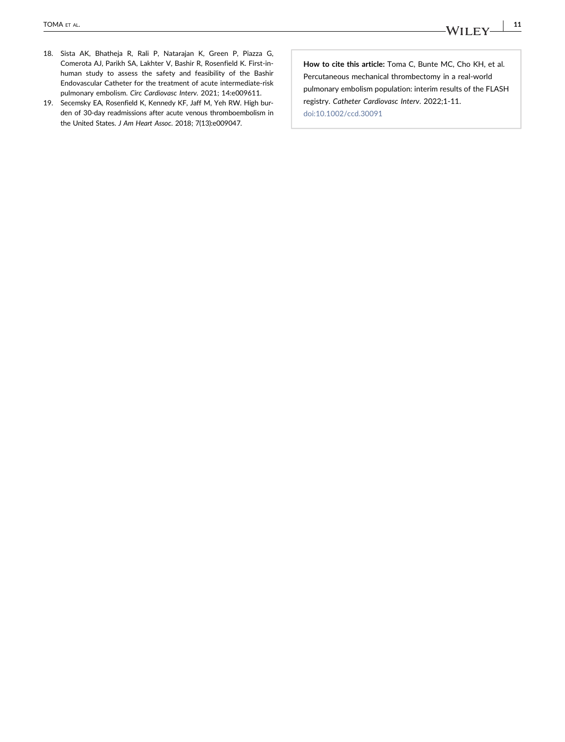18. Sista AK, Bhatheja R, Rali P, Natarajan K, Green P, Piazza G, Comerota AJ, Parikh SA, Lakhter V, Bashir R, Rosenfield K. First-in-human study to assess the safety and feasibility of the Bashir Endovascular Catheter for the treatment of acute intermediate-risk pulmonary embolism. *Circ Cardiovasc Interv*. 2021; 14:e009611.
19. Secemsky EA, Rosenfield K, Kennedy KF, Jaff M, Yeh RW. High burden of 30-day readmissions after acute venous thromboembolism in the United States. *J Am Heart Assoc*. 2018; 7(13):e009047.

**How to cite this article:** Toma C, Bunte MC, Cho KH, et al. Percutaneous mechanical thrombectomy in a real-world pulmonary embolism population: interim results of the FLASH registry. *Catheter Cardiovasc Interv*. 2022;1-11. doi:10.1002/ccd.30091